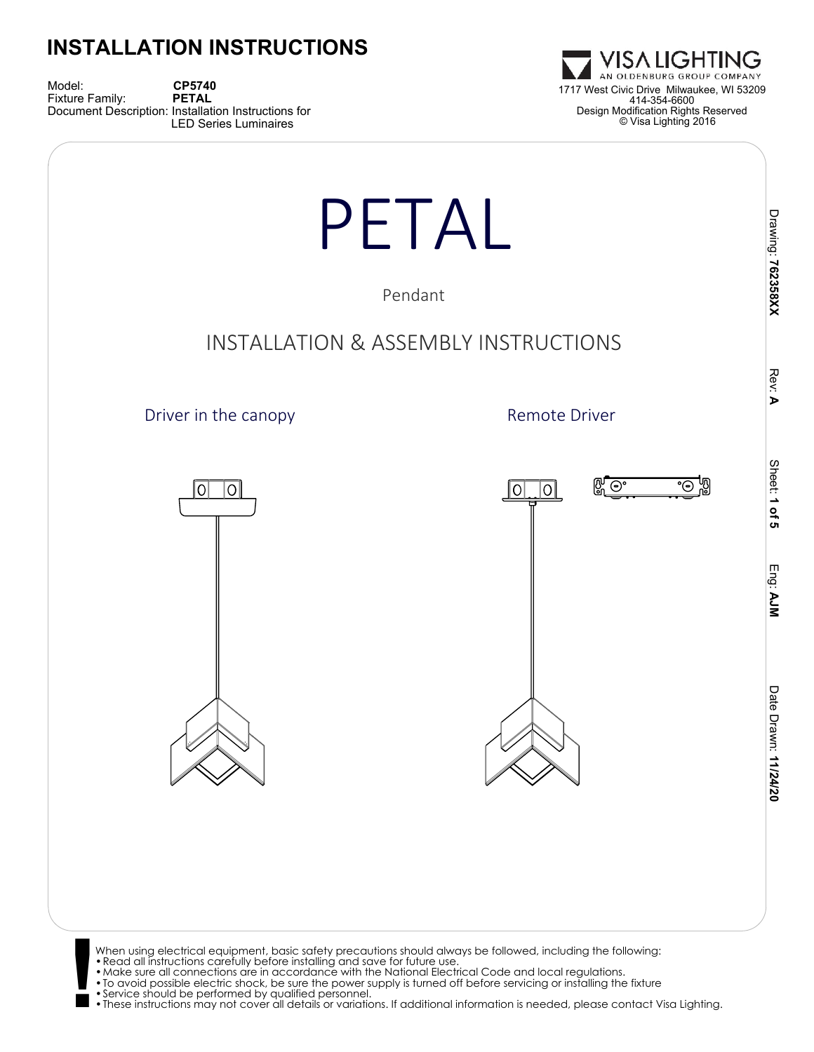# INSTALLATION INSTRUCTIONS

Model: **CP5740**
Fixture Family: **PETAL**
Document Description: Installation Instructions for LED Series Luminaires

VISA LIGHTING
AN OLDENBURG GROUP COMPANY
1717 West Civic Drive Milwaukee, WI 53209
414-354-6600
Design Modification Rights Reserved
© Visa Lighting 2016

Drawing: **762358XX** Rev: **A** Sheet: **1 of 5** Eng: **AJM** Date Drawn: **11/24/20**

# PETAL

Pendant

## INSTALLATION & ASSEMBLY INSTRUCTIONS

Driver in the canopy

Remote Driver

When using electrical equipment, basic safety precautions should always be followed, including the following:

- Read all instructions carefully before installing and save for future use.
- Make sure all connections are in accordance with the National Electrical Code and local regulations.
- To avoid possible electric shock, be sure the power supply is turned off before servicing or installing the fixture
- Service should be performed by qualified personnel.
- These instructions may not cover all details or variations. If additional information is needed, please contact Visa Lighting.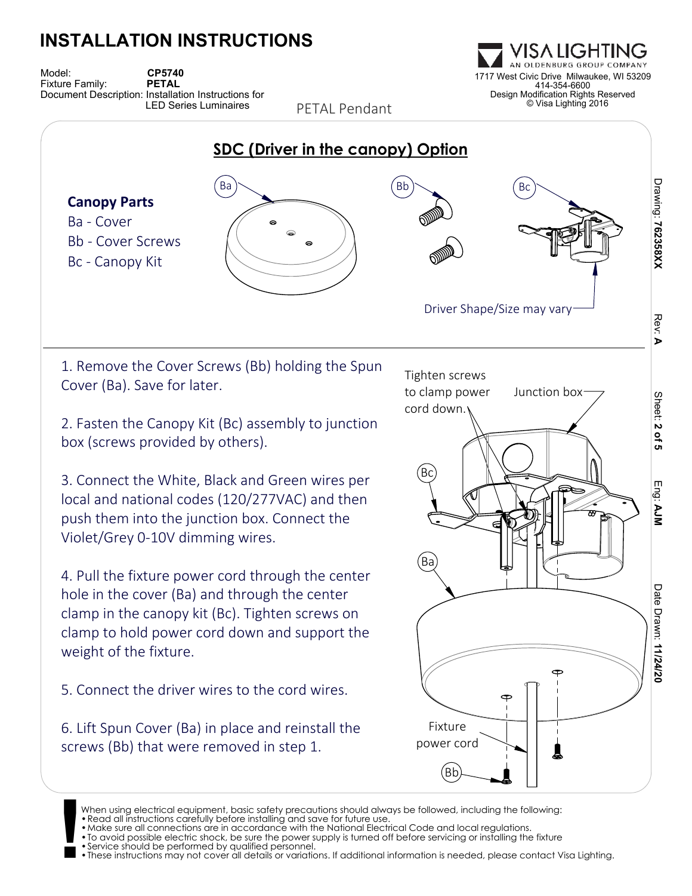# INSTALLATION INSTRUCTIONS

Model: **CP5740**
Fixture Family: **PETAL**
Document Description: Installation Instructions for LED Series Luminaires

PETAL Pendant

VISA LIGHTING
AN OLDENBURG GROUP COMPANY
1717 West Civic Drive Milwaukee, WI 53209
414-354-6600
Design Modification Rights Reserved
© Visa Lighting 2016

Drawing: **76235 8XX** Rev: **A** Sheet: **2 of 5** Eng: **AJM** Date Drawn: **11/24/20**

## SDC (Driver in the canopy) Option

**Canopy Parts**

- Ba - Cover
- Bb - Cover Screws
- Bc - Canopy Kit

Driver Shape/Size may vary

1. Remove the Cover Screws (Bb) holding the Spun Cover (Ba). Save for later.

2. Fasten the Canopy Kit (Bc) assembly to junction box (screws provided by others).

3. Connect the White, Black and Green wires per local and national codes (120/277VAC) and then push them into the junction box. Connect the Violet/Grey 0-10V dimming wires.

4. Pull the fixture power cord through the center hole in the cover (Ba) and through the center clamp in the canopy kit (Bc). Tighten screws on clamp to hold power cord down and support the weight of the fixture.

5. Connect the driver wires to the cord wires.

6. Lift Spun Cover (Ba) in place and reinstall the screws (Bb) that were removed in step 1.

Tighten screws to clamp power cord down.

Junction box

Bc

Ba

Fixture power cord

Bb

When using electrical equipment, basic safety precautions should always be followed, including the following:

- Read all instructions carefully before installing and save for future use.
- Make sure all connections are in accordance with the National Electrical Code and local regulations.
- To avoid possible electric shock, be sure the power supply is turned off before servicing or installing the fixture
- Service should be performed by qualified personnel.
- These instructions may not cover all details or variations. If additional information is needed, please contact Visa Lighting.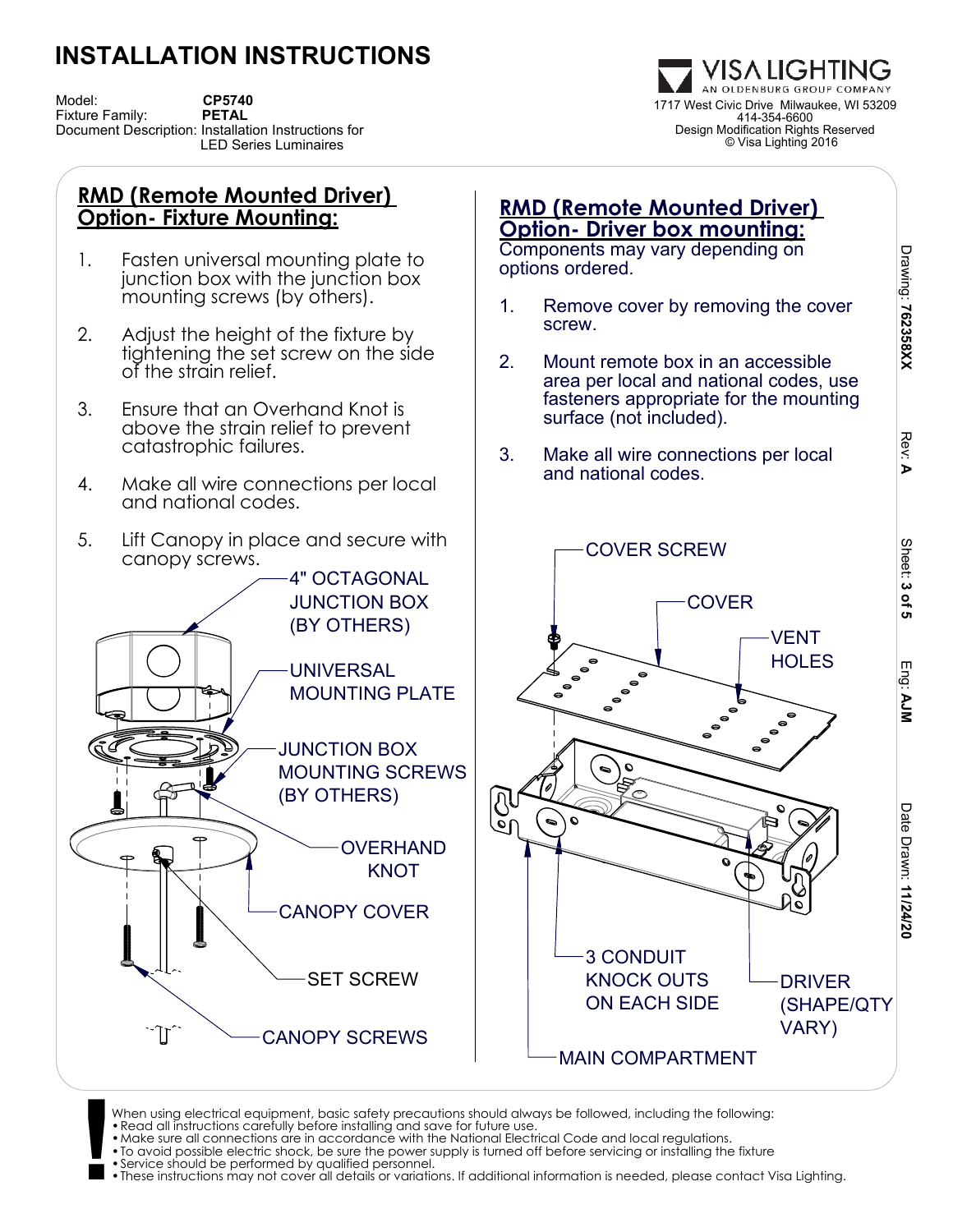# INSTALLATION INSTRUCTIONS

Model: **CP5740**
Fixture Family: **PETAL**
Document Description: Installation Instructions for LED Series Luminaires

VISA LIGHTING
AN OLDENBURG GROUP COMPANY
1717 West Civic Drive Milwaukee, WI 53209
414-354-6600
Design Modification Rights Reserved
© Visa Lighting 2016

## RMD (Remote Mounted Driver) Option- Fixture Mounting:

1. Fasten universal mounting plate to junction box with the junction box mounting screws (by others).
2. Adjust the height of the fixture by tightening the set screw on the side of the strain relief.
3. Ensure that an Overhand Knot is above the strain relief to prevent catastrophic failures.
4. Make all wire connections per local and national codes.
5. Lift Canopy in place and secure with canopy screws.

4" OCTAGONAL JUNCTION BOX (BY OTHERS)

UNIVERSAL MOUNTING PLATE

JUNCTION BOX MOUNTING SCREWS (BY OTHERS)

OVERHAND KNOT

CANOPY COVER

SET SCREW

CANOPY SCREWS

## RMD (Remote Mounted Driver) Option- Driver box mounting:

Components may vary depending on options ordered.

1. Remove cover by removing the cover screw.
2. Mount remote box in an accessible area per local and national codes, use fasteners appropriate for the mounting surface (not included).
3. Make all wire connections per local and national codes.

COVER SCREW

COVER

VENT HOLES

3 CONDUIT KNOCK OUTS ON EACH SIDE

DRIVER (SHAPE/QTY VARY)

MAIN COMPARTMENT

Drawing: **76235 8XX** Rev: **A** Eng: **AJM** Date Drawn: **11/24/20**

When using electrical equipment, basic safety precautions should always be followed, including the following:
- Read all instructions carefully before installing and save for future use.
- Make sure all connections are in accordance with the National Electrical Code and local regulations.
- To avoid possible electric shock, be sure the power supply is turned off before servicing or installing the fixture
- Service should be performed by qualified personnel.
- These instructions may not cover all details or variations. If additional information is needed, please contact Visa Lighting.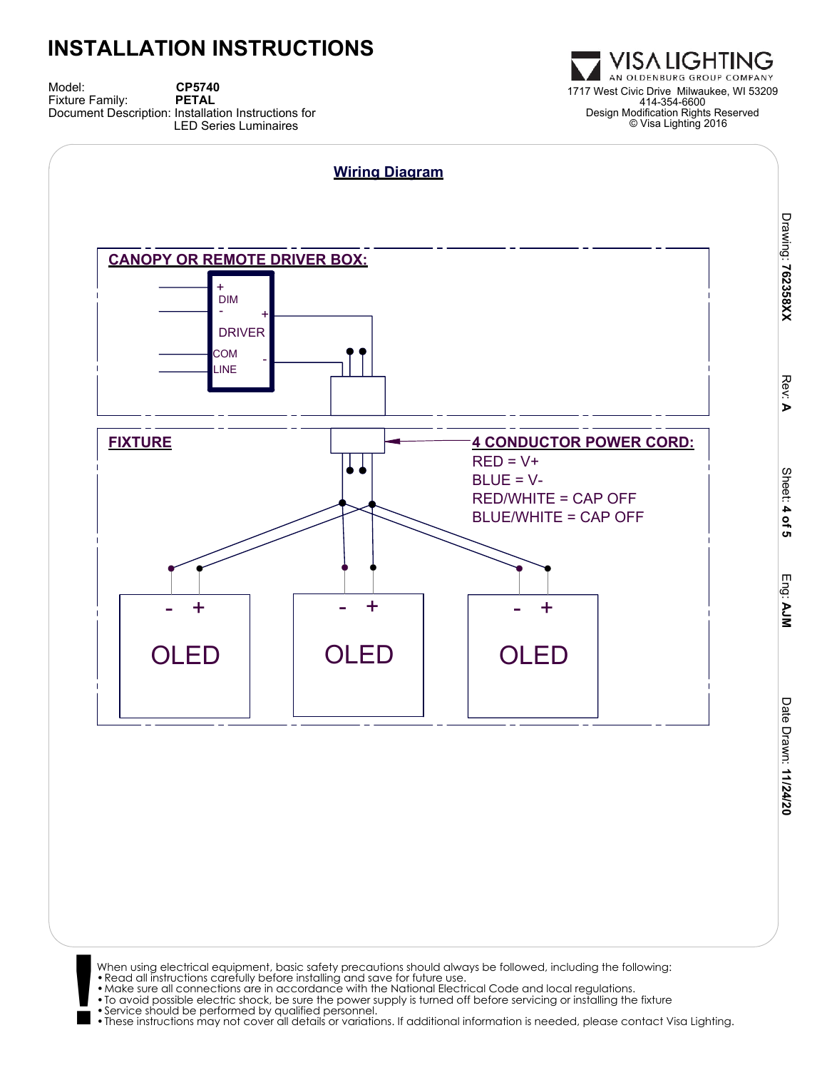# INSTALLATION INSTRUCTIONS

Model: **CP5740**
Fixture Family: **PETAL**
Document Description: Installation Instructions for LED Series Luminaires

VISA LIGHTING
AN OLDENBURG GROUP COMPANY
1717 West Civic Drive Milwaukee, WI 53209
414-354-6600
Design Modification Rights Reserved
© Visa Lighting 2016

## Wiring Diagram

**CANOPY OR REMOTE DRIVER BOX:**

DRIVER: + DIM -, COM, LINE, +, -

**FIXTURE**

**4 CONDUCTOR POWER CORD:**
RED = V+
BLUE = V-
RED/WHITE = CAP OFF
BLUE/WHITE = CAP OFF

OLED (- +) | OLED (- +) | OLED (- +)

Drawing: **76235 8XX** Rev: **A** Eng: **AJM** Date Drawn: **11/24/20**

When using electrical equipment, basic safety precautions should always be followed, including the following:
- Read all instructions carefully before installing and save for future use.
- Make sure all connections are in accordance with the National Electrical Code and local regulations.
- To avoid possible electric shock, be sure the power supply is turned off before servicing or installing the fixture
- Service should be performed by qualified personnel.
- These instructions may not cover all details or variations. If additional information is needed, please contact Visa Lighting.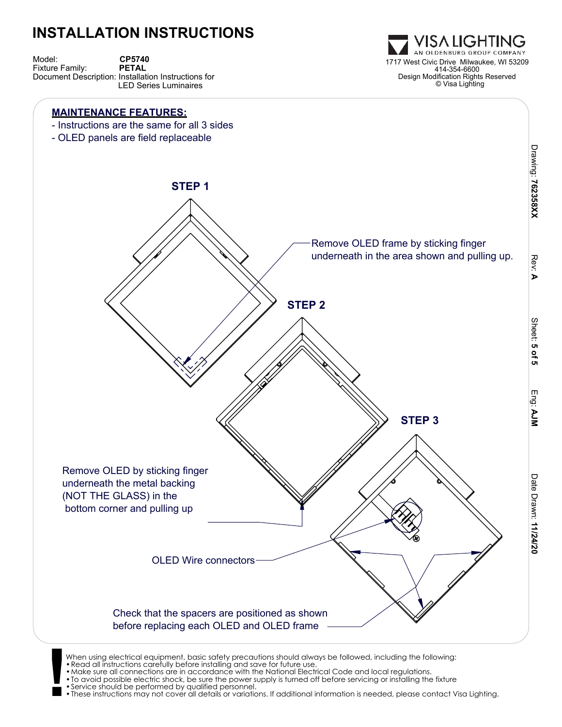# INSTALLATION INSTRUCTIONS

Model: **CP5740**
Fixture Family: **PETAL**
Document Description: Installation Instructions for LED Series Luminaires

VISA LIGHTING
AN OLDENBURG GROUP COMPANY
1717 West Civic Drive Milwaukee, WI 53209
414-354-6600
Design Modification Rights Reserved
© Visa Lighting

Drawing: **762358XX** Rev: **A** Sheet: **5 of 5** Eng: **AJM** Date Drawn: **11/24/20**

## MAINTENANCE FEATURES:

- Instructions are the same for all 3 sides
- OLED panels are field replaceable

### STEP 1

Remove OLED frame by sticking finger underneath in the area shown and pulling up.

### STEP 2

Remove OLED by sticking finger underneath the metal backing (NOT THE GLASS) in the bottom corner and pulling up

### STEP 3

OLED Wire connectors

Check that the spacers are positioned as shown before replacing each OLED and OLED frame

**!** When using electrical equipment, basic safety precautions should always be followed, including the following:

- Read all instructions carefully before installing and save for future use.
- Make sure all connections are in accordance with the National Electrical Code and local regulations.
- To avoid possible electric shock, be sure the power supply is turned off before servicing or installing the fixture
- Service should be performed by qualified personnel.
- These instructions may not cover all details or variations. If additional information is needed, please contact Visa Lighting.